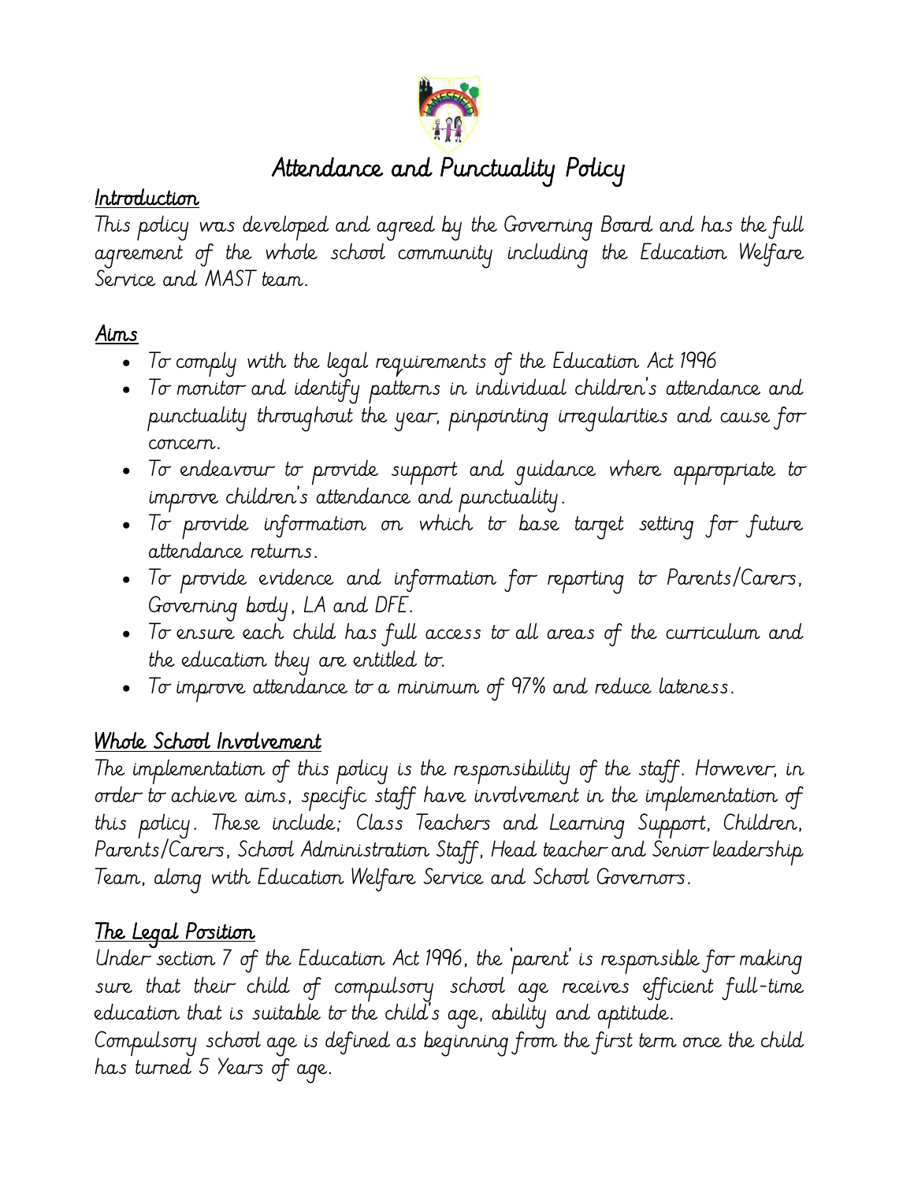# Attendance and Punctuality Policy

## Introduction

This policy was developed and agreed by the Governing Board and has the full agreement of the whole school community including the Education Welfare Service and MAST team.

## Aims

- To comply with the legal requirements of the Education Act 1996
- To monitor and identify patterns in individual children's attendance and punctuality throughout the year, pinpointing irregularities and cause for concern.
- To endeavour to provide support and guidance where appropriate to improve children's attendance and punctuality.
- To provide information on which to base target setting for future attendance returns.
- To provide evidence and information for reporting to Parents/Carers, Governing body, LA and DFE.
- To ensure each child has full access to all areas of the curriculum and the education they are entitled to.
- To improve attendance to a minimum of 97% and reduce lateness.

## Whole School Involvement

The implementation of this policy is the responsibility of the staff. However, in order to achieve aims, specific staff have involvement in the implementation of this policy. These include; Class Teachers and Learning Support, Children, Parents/Carers, School Administration Staff, Head teacher and Senior leadership Team, along with Education Welfare Service and School Governors.

## The Legal Position

Under section 7 of the Education Act 1996, the 'parent' is responsible for making sure that their child of compulsory school age receives efficient full-time education that is suitable to the child's age, ability and aptitude.
Compulsory school age is defined as beginning from the first term once the child has turned 5 Years of age.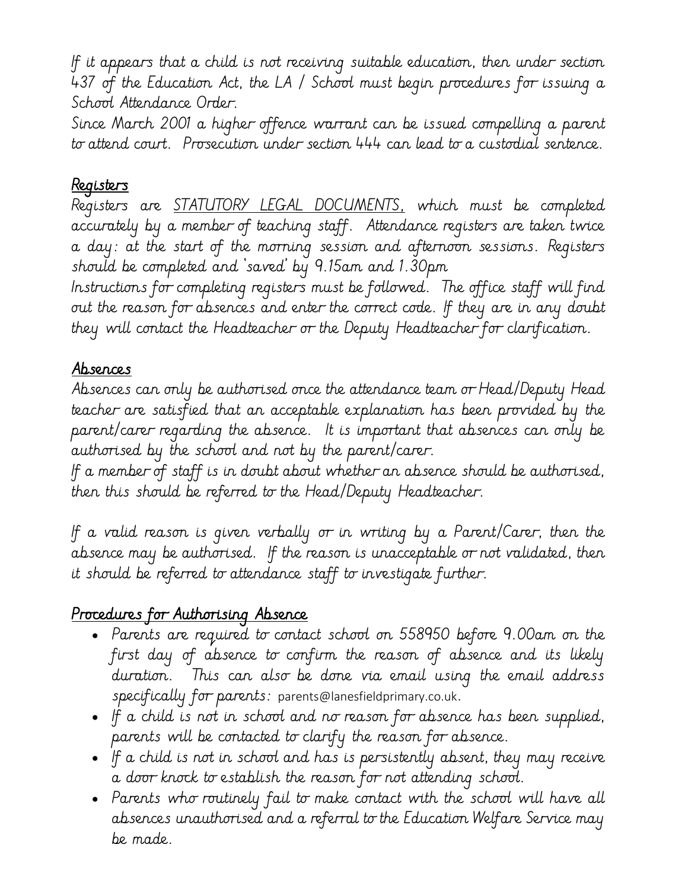If it appears that a child is not receiving suitable education, then under section 437 of the Education Act, the LA / School must begin procedures for issuing a School Attendance Order.

Since March 2001 a higher offence warrant can be issued compelling a parent to attend court. Prosecution under section 444 can lead to a custodial sentence.

## Registers

Registers are STATUTORY LEGAL DOCUMENTS, which must be completed accurately by a member of teaching staff. Attendance registers are taken twice a day: at the start of the morning session and afternoon sessions. Registers should be completed and 'saved' by 9.15am and 1.30pm

Instructions for completing registers must be followed. The office staff will find out the reason for absences and enter the correct code. If they are in any doubt they will contact the Headteacher or the Deputy Headteacher for clarification.

## Absences

Absences can only be authorised once the attendance team or Head/Deputy Head teacher are satisfied that an acceptable explanation has been provided by the parent/carer regarding the absence. It is important that absences can only be authorised by the school and not by the parent/carer.

If a member of staff is in doubt about whether an absence should be authorised, then this should be referred to the Head/Deputy Headteacher.

If a valid reason is given verbally or in writing by a Parent/Carer, then the absence may be authorised. If the reason is unacceptable or not validated, then it should be referred to attendance staff to investigate further.

## Procedures for Authorising Absence

- Parents are required to contact school on 558950 before 9.00am on the first day of absence to confirm the reason of absence and its likely duration. This can also be done via email using the email address specifically for parents: parents@lanesfieldprimary.co.uk.
- If a child is not in school and no reason for absence has been supplied, parents will be contacted to clarify the reason for absence.
- If a child is not in school and has is persistently absent, they may receive a door knock to establish the reason for not attending school.
- Parents who routinely fail to make contact with the school will have all absences unauthorised and a referral to the Education Welfare Service may be made.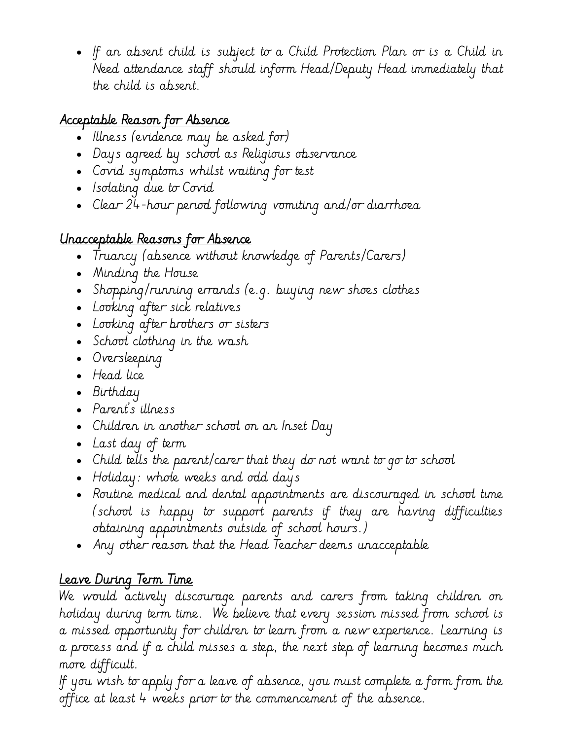- If an absent child is subject to a Child Protection Plan or is a Child in Need attendance staff should inform Head/Deputy Head immediately that the child is absent.

## Acceptable Reason for Absence

- Illness (evidence may be asked for)
- Days agreed by school as Religious observance
- Covid symptoms whilst waiting for test
- Isolating due to Covid
- Clear 24-hour period following vomiting and/or diarrhoea

## Unacceptable Reasons for Absence

- Truancy (absence without knowledge of Parents/Carers)
- Minding the House
- Shopping/running errands (e.g. buying new shoes clothes
- Looking after sick relatives
- Looking after brothers or sisters
- School clothing in the wash
- Oversleeping
- Head lice
- Birthday
- Parent's illness
- Children in another school on an Inset Day
- Last day of term
- Child tells the parent/carer that they do not want to go to school
- Holiday: whole weeks and odd days
- Routine medical and dental appointments are discouraged in school time (school is happy to support parents if they are having difficulties obtaining appointments outside of school hours.)
- Any other reason that the Head Teacher deems unacceptable

## Leave During Term Time

We would actively discourage parents and carers from taking children on holiday during term time. We believe that every session missed from school is a missed opportunity for children to learn from a new experience. Learning is a process and if a child misses a step, the next step of learning becomes much more difficult.

If you wish to apply for a leave of absence, you must complete a form from the office at least 4 weeks prior to the commencement of the absence.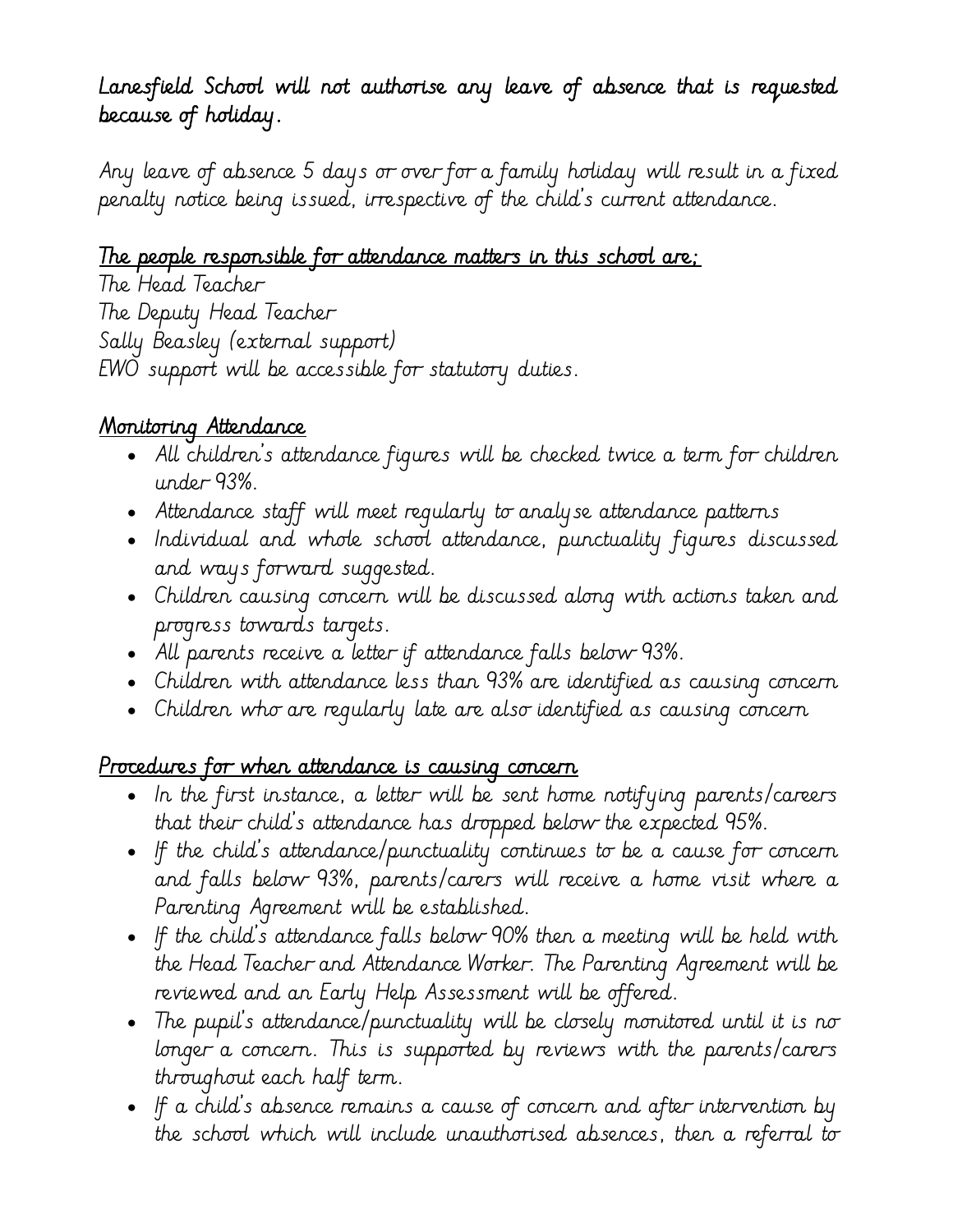Lanesfield School will not authorise any leave of absence that is requested because of holiday.

Any leave of absence 5 days or over for a family holiday will result in a fixed penalty notice being issued, irrespective of the child's current attendance.

<u>The people responsible for attendance matters in this school are;</u>

The Head Teacher
The Deputy Head Teacher
Sally Beasley (external support)
EWO support will be accessible for statutory duties.

<u>Monitoring Attendance</u>

- All children's attendance figures will be checked twice a term for children under 93%.
- Attendance staff will meet regularly to analyse attendance patterns
- Individual and whole school attendance, punctuality figures discussed and ways forward suggested.
- Children causing concern will be discussed along with actions taken and progress towards targets.
- All parents receive a letter if attendance falls below 93%.
- Children with attendance less than 93% are identified as causing concern
- Children who are regularly late are also identified as causing concern

<u>Procedures for when attendance is causing concern</u>

- In the first instance, a letter will be sent home notifying parents/careers that their child's attendance has dropped below the expected 95%.
- If the child's attendance/punctuality continues to be a cause for concern and falls below 93%, parents/carers will receive a home visit where a Parenting Agreement will be established.
- If the child's attendance falls below 90% then a meeting will be held with the Head Teacher and Attendance Worker. The Parenting Agreement will be reviewed and an Early Help Assessment will be offered.
- The pupil's attendance/punctuality will be closely monitored until it is no longer a concern. This is supported by reviews with the parents/carers throughout each half term.
- If a child's absence remains a cause of concern and after intervention by the school which will include unauthorised absences, then a referral to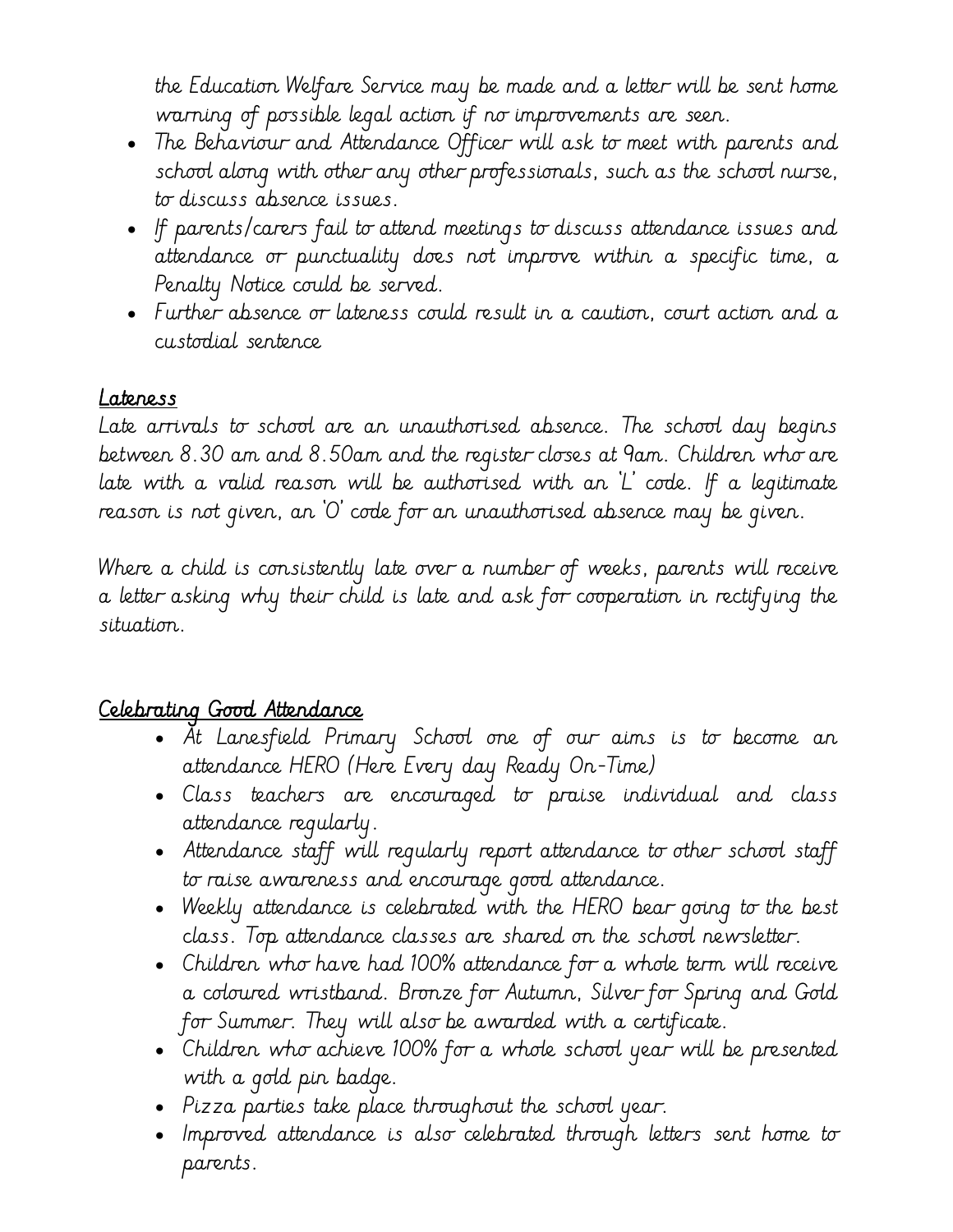the Education Welfare Service may be made and a letter will be sent home warning of possible legal action if no improvements are seen.

- The Behaviour and Attendance Officer will ask to meet with parents and school along with other any other professionals, such as the school nurse, to discuss absence issues.
- If parents/carers fail to attend meetings to discuss attendance issues and attendance or punctuality does not improve within a specific time, a Penalty Notice could be served.
- Further absence or lateness could result in a caution, court action and a custodial sentence

## Lateness

Late arrivals to school are an unauthorised absence. The school day begins between 8.30 am and 8.50am and the register closes at 9am. Children who are late with a valid reason will be authorised with an 'L' code. If a legitimate reason is not given, an 'O' code for an unauthorised absence may be given.

Where a child is consistently late over a number of weeks, parents will receive a letter asking why their child is late and ask for cooperation in rectifying the situation.

## Celebrating Good Attendance

- At Lanesfield Primary School one of our aims is to become an attendance HERO (Here Every day Ready On-Time)
- Class teachers are encouraged to praise individual and class attendance regularly.
- Attendance staff will regularly report attendance to other school staff to raise awareness and encourage good attendance.
- Weekly attendance is celebrated with the HERO bear going to the best class. Top attendance classes are shared on the school newsletter.
- Children who have had 100% attendance for a whole term will receive a coloured wristband. Bronze for Autumn, Silver for Spring and Gold for Summer. They will also be awarded with a certificate.
- Children who achieve 100% for a whole school year will be presented with a gold pin badge.
- Pizza parties take place throughout the school year.
- Improved attendance is also celebrated through letters sent home to parents.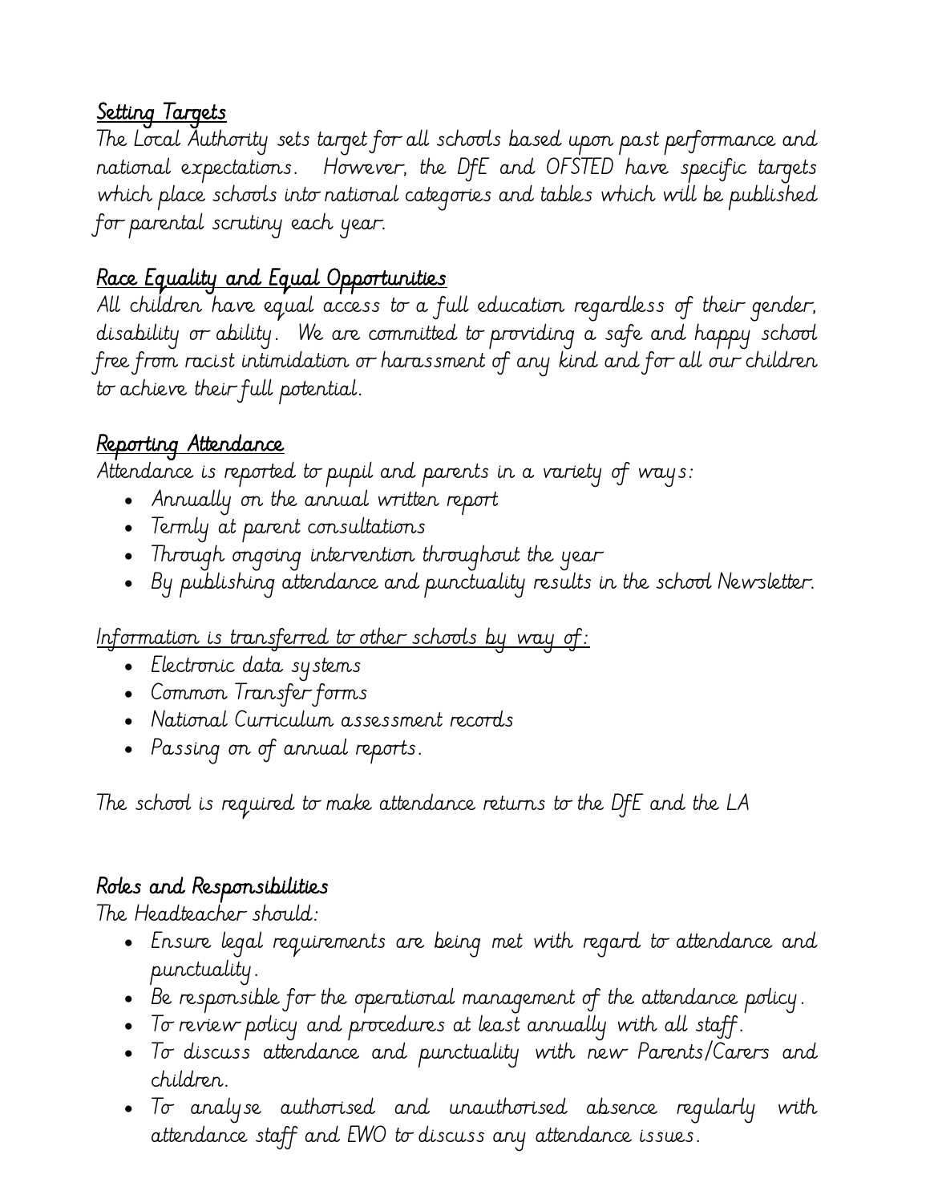## Setting Targets

The Local Authority sets target for all schools based upon past performance and national expectations. However, the DfE and OFSTED have specific targets which place schools into national categories and tables which will be published for parental scrutiny each year.

## Race Equality and Equal Opportunities

All children have equal access to a full education regardless of their gender, disability or ability. We are committed to providing a safe and happy school free from racist intimidation or harassment of any kind and for all our children to achieve their full potential.

## Reporting Attendance

Attendance is reported to pupil and parents in a variety of ways:

- Annually on the annual written report
- Termly at parent consultations
- Through ongoing intervention throughout the year
- By publishing attendance and punctuality results in the school Newsletter.

Information is transferred to other schools by way of:

- Electronic data systems
- Common Transfer forms
- National Curriculum assessment records
- Passing on of annual reports.

The school is required to make attendance returns to the DfE and the LA

## Roles and Responsibilities

The Headteacher should:

- Ensure legal requirements are being met with regard to attendance and punctuality.
- Be responsible for the operational management of the attendance policy.
- To review policy and procedures at least annually with all staff.
- To discuss attendance and punctuality with new Parents/Carers and children.
- To analyse authorised and unauthorised absence regularly with attendance staff and EWO to discuss any attendance issues.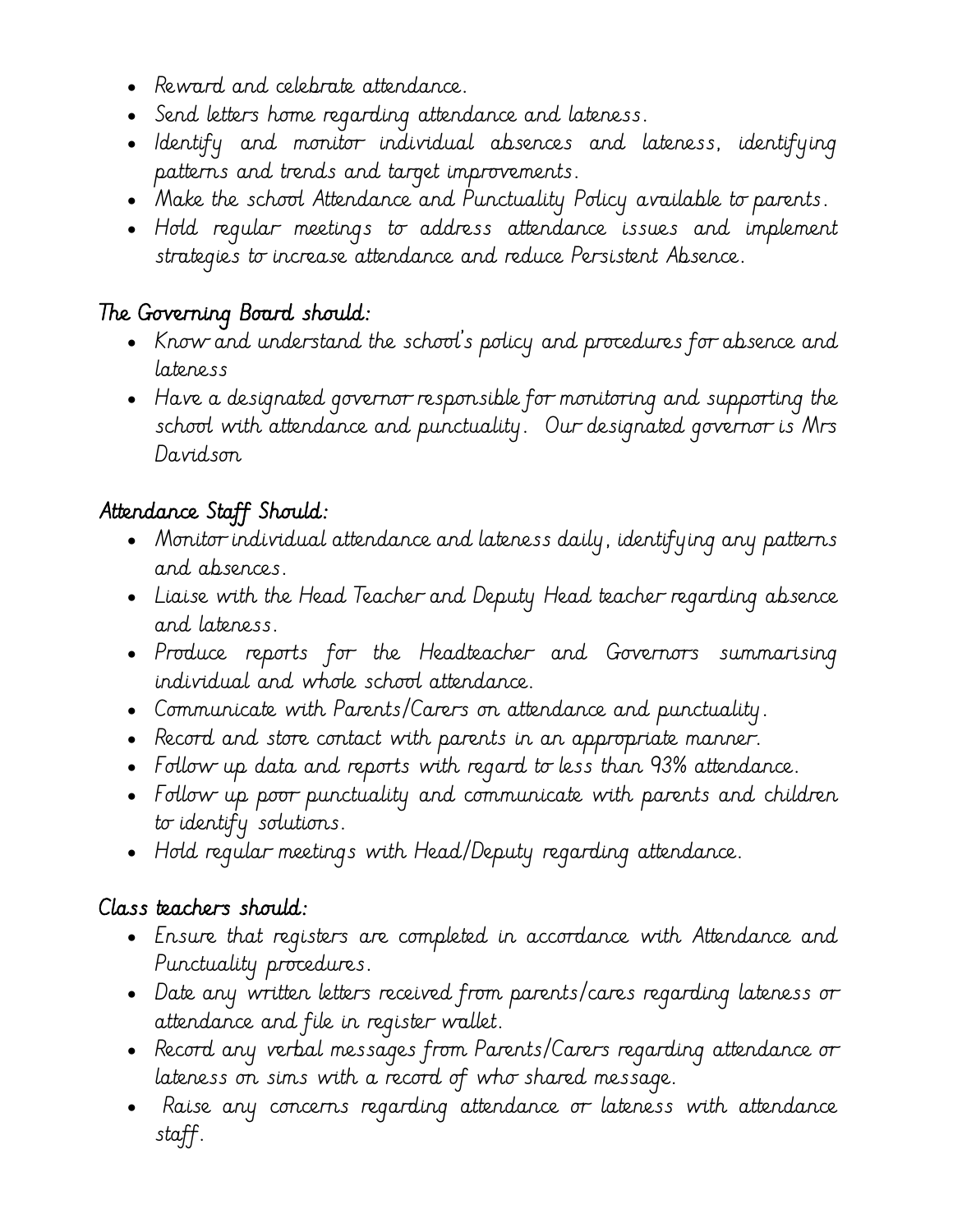- Reward and celebrate attendance.
- Send letters home regarding attendance and lateness.
- Identify and monitor individual absences and lateness, identifying patterns and trends and target improvements.
- Make the school Attendance and Punctuality Policy available to parents.
- Hold regular meetings to address attendance issues and implement strategies to increase attendance and reduce Persistent Absence.

## The Governing Board should:

- Know and understand the school's policy and procedures for absence and lateness
- Have a designated governor responsible for monitoring and supporting the school with attendance and punctuality. Our designated governor is Mrs Davidson

## Attendance Staff Should:

- Monitor individual attendance and lateness daily, identifying any patterns and absences.
- Liaise with the Head Teacher and Deputy Head teacher regarding absence and lateness.
- Produce reports for the Headteacher and Governors summarising individual and whole school attendance.
- Communicate with Parents/Carers on attendance and punctuality.
- Record and store contact with parents in an appropriate manner.
- Follow up data and reports with regard to less than 93% attendance.
- Follow up poor punctuality and communicate with parents and children to identify solutions.
- Hold regular meetings with Head/Deputy regarding attendance.

## Class teachers should:

- Ensure that registers are completed in accordance with Attendance and Punctuality procedures.
- Date any written letters received from parents/cares regarding lateness or attendance and file in register wallet.
- Record any verbal messages from Parents/Carers regarding attendance or lateness on sims with a record of who shared message.
- Raise any concerns regarding attendance or lateness with attendance staff.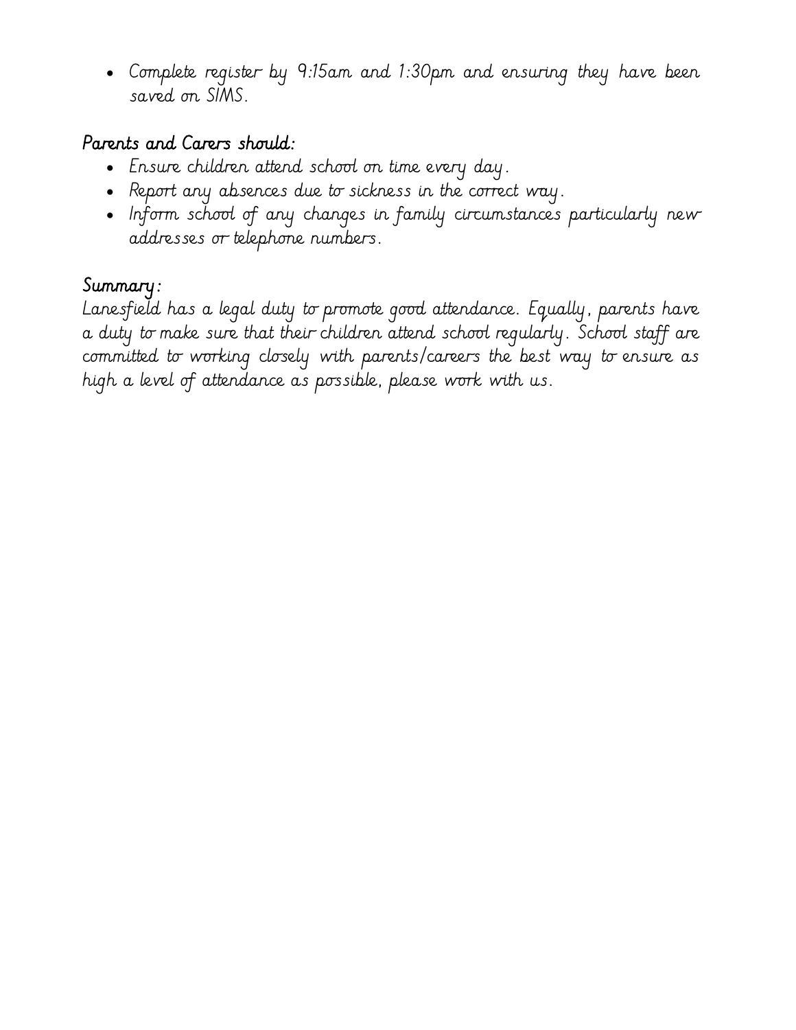- Complete register by 9:15am and 1:30pm and ensuring they have been saved on SIMS.

## Parents and Carers should:

- Ensure children attend school on time every day.
- Report any absences due to sickness in the correct way.
- Inform school of any changes in family circumstances particularly new addresses or telephone numbers.

## Summary:

Lanesfield has a legal duty to promote good attendance. Equally, parents have a duty to make sure that their children attend school regularly. School staff are committed to working closely with parents/careers the best way to ensure as high a level of attendance as possible, please work with us.